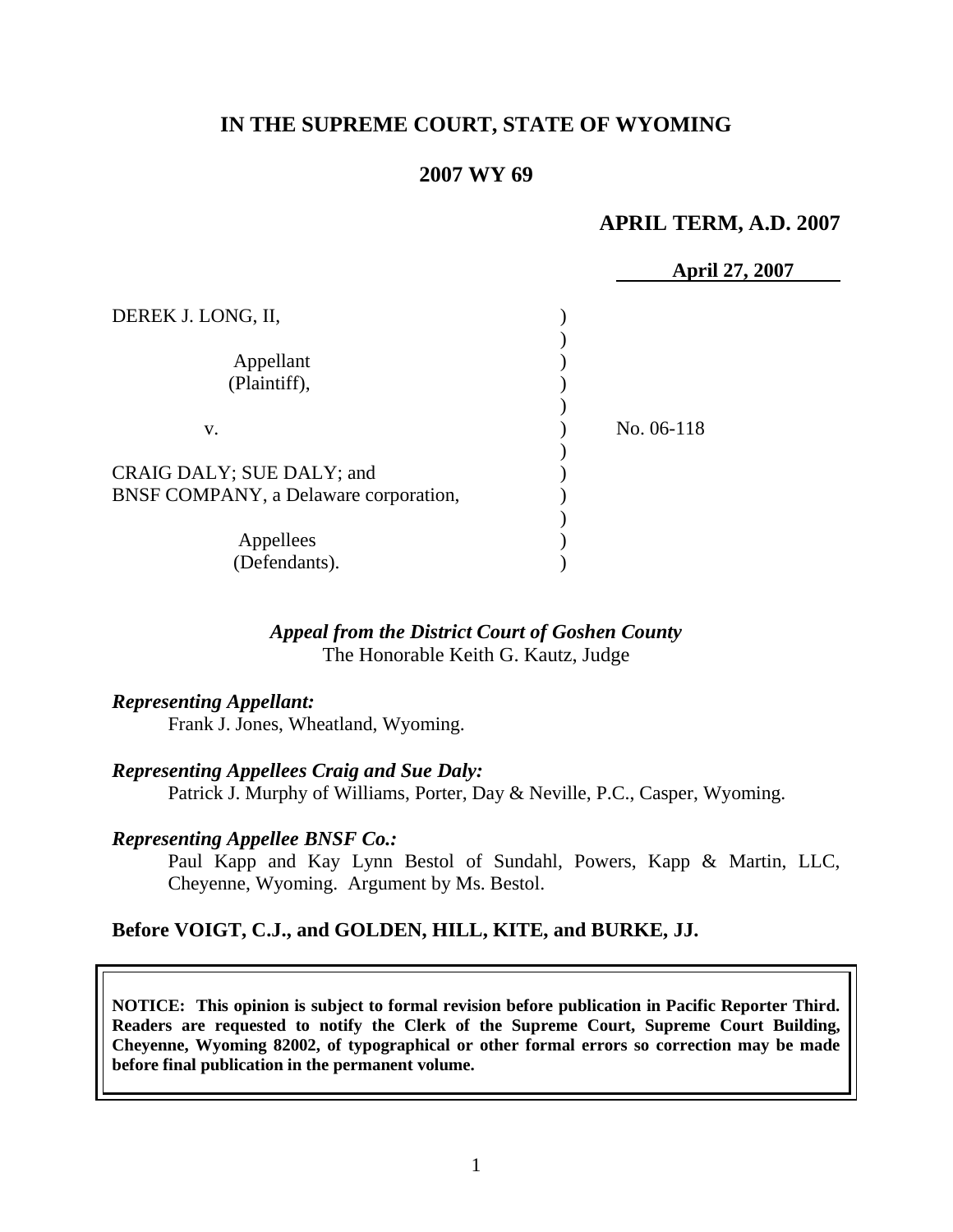# IN THE SUPREME COURT, STATE OF WYOMING

## 2007 WY 69

**APRIL TERM, A.D. 2007**

**April 27, 2007**

DEREK J. LONG, II,

Appellant
(Plaintiff),

v.

CRAIG DALY; SUE DALY; and
BNSF COMPANY, a Delaware corporation,

Appellees
(Defendants).

No. 06-118

***Appeal from the District Court of Goshen County***
The Honorable Keith G. Kautz, Judge

***Representing Appellant:***
Frank J. Jones, Wheatland, Wyoming.

***Representing Appellees Craig and Sue Daly:***
Patrick J. Murphy of Williams, Porter, Day & Neville, P.C., Casper, Wyoming.

***Representing Appellee BNSF Co.:***
Paul Kapp and Kay Lynn Bestol of Sundahl, Powers, Kapp & Martin, LLC, Cheyenne, Wyoming. Argument by Ms. Bestol.

**Before VOIGT, C.J., and GOLDEN, HILL, KITE, and BURKE, JJ.**

**NOTICE: This opinion is subject to formal revision before publication in Pacific Reporter Third. Readers are requested to notify the Clerk of the Supreme Court, Supreme Court Building, Cheyenne, Wyoming 82002, of typographical or other formal errors so correction may be made before final publication in the permanent volume.**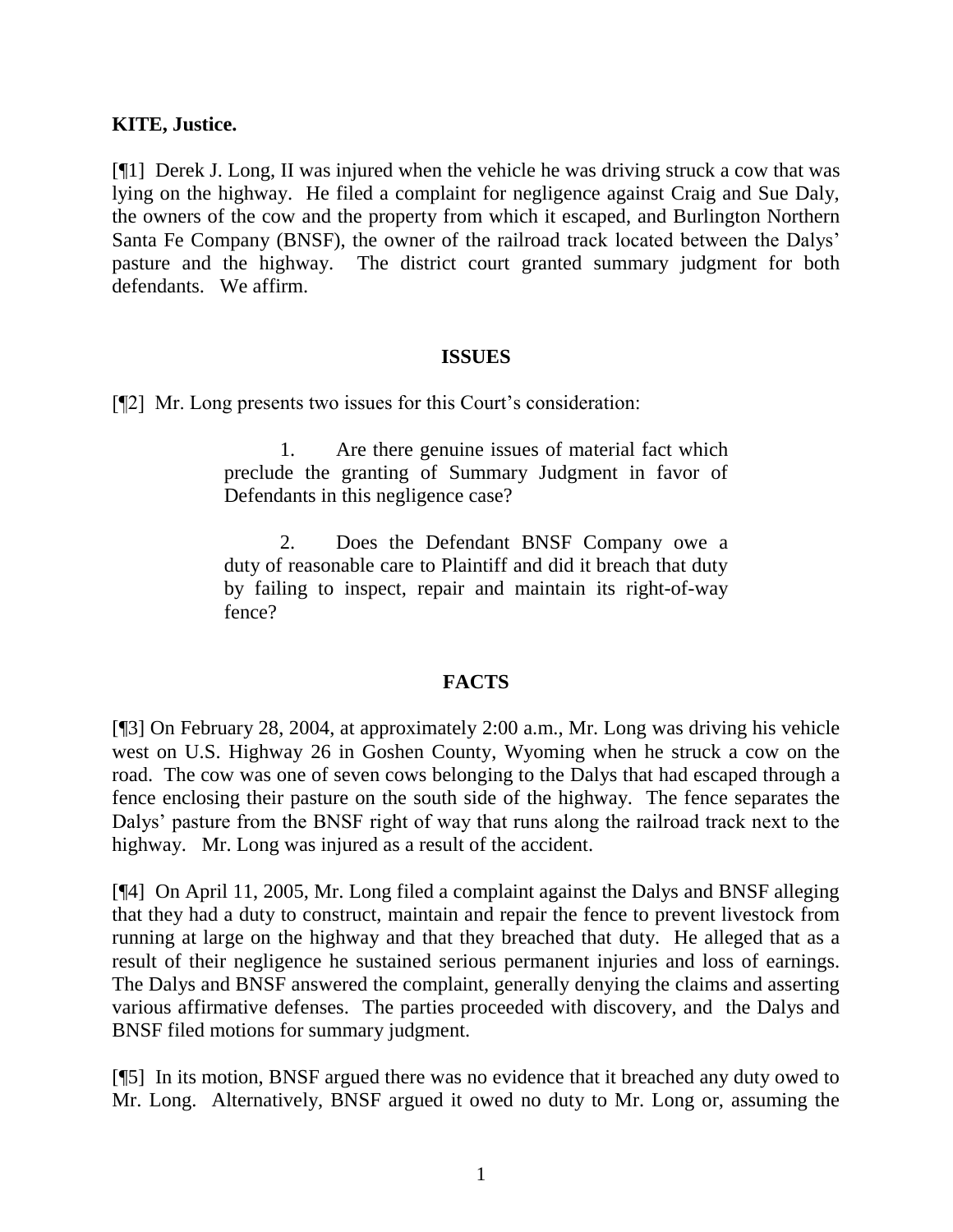**KITE, Justice.**

[¶1] Derek J. Long, II was injured when the vehicle he was driving struck a cow that was lying on the highway. He filed a complaint for negligence against Craig and Sue Daly, the owners of the cow and the property from which it escaped, and Burlington Northern Santa Fe Company (BNSF), the owner of the railroad track located between the Dalys' pasture and the highway. The district court granted summary judgment for both defendants. We affirm.

## ISSUES

[¶2] Mr. Long presents two issues for this Court's consideration:

> 1. Are there genuine issues of material fact which preclude the granting of Summary Judgment in favor of Defendants in this negligence case?
>
> 2. Does the Defendant BNSF Company owe a duty of reasonable care to Plaintiff and did it breach that duty by failing to inspect, repair and maintain its right-of-way fence?

## FACTS

[¶3] On February 28, 2004, at approximately 2:00 a.m., Mr. Long was driving his vehicle west on U.S. Highway 26 in Goshen County, Wyoming when he struck a cow on the road. The cow was one of seven cows belonging to the Dalys that had escaped through a fence enclosing their pasture on the south side of the highway. The fence separates the Dalys' pasture from the BNSF right of way that runs along the railroad track next to the highway. Mr. Long was injured as a result of the accident.

[¶4] On April 11, 2005, Mr. Long filed a complaint against the Dalys and BNSF alleging that they had a duty to construct, maintain and repair the fence to prevent livestock from running at large on the highway and that they breached that duty. He alleged that as a result of their negligence he sustained serious permanent injuries and loss of earnings. The Dalys and BNSF answered the complaint, generally denying the claims and asserting various affirmative defenses. The parties proceeded with discovery, and the Dalys and BNSF filed motions for summary judgment.

[¶5] In its motion, BNSF argued there was no evidence that it breached any duty owed to Mr. Long. Alternatively, BNSF argued it owed no duty to Mr. Long or, assuming the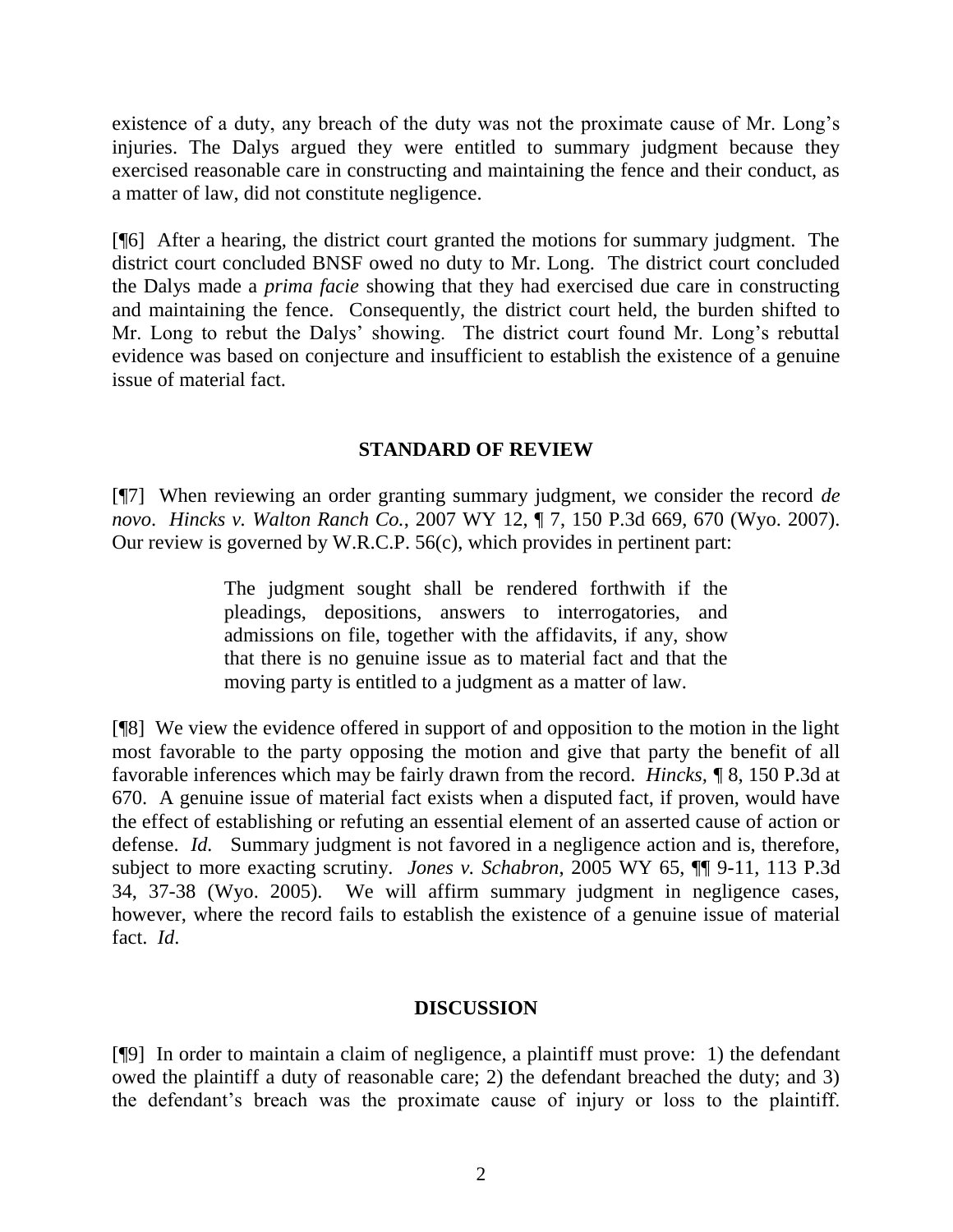existence of a duty, any breach of the duty was not the proximate cause of Mr. Long's injuries. The Dalys argued they were entitled to summary judgment because they exercised reasonable care in constructing and maintaining the fence and their conduct, as a matter of law, did not constitute negligence.

[¶6] After a hearing, the district court granted the motions for summary judgment. The district court concluded BNSF owed no duty to Mr. Long. The district court concluded the Dalys made a *prima facie* showing that they had exercised due care in constructing and maintaining the fence. Consequently, the district court held, the burden shifted to Mr. Long to rebut the Dalys' showing. The district court found Mr. Long's rebuttal evidence was based on conjecture and insufficient to establish the existence of a genuine issue of material fact.

## STANDARD OF REVIEW

[¶7] When reviewing an order granting summary judgment, we consider the record *de novo*. *Hincks v. Walton Ranch Co.*, 2007 WY 12, ¶ 7, 150 P.3d 669, 670 (Wyo. 2007). Our review is governed by W.R.C.P. 56(c), which provides in pertinent part:

> The judgment sought shall be rendered forthwith if the pleadings, depositions, answers to interrogatories, and admissions on file, together with the affidavits, if any, show that there is no genuine issue as to material fact and that the moving party is entitled to a judgment as a matter of law.

[¶8] We view the evidence offered in support of and opposition to the motion in the light most favorable to the party opposing the motion and give that party the benefit of all favorable inferences which may be fairly drawn from the record. *Hincks*, ¶ 8, 150 P.3d at 670. A genuine issue of material fact exists when a disputed fact, if proven, would have the effect of establishing or refuting an essential element of an asserted cause of action or defense. *Id.* Summary judgment is not favored in a negligence action and is, therefore, subject to more exacting scrutiny. *Jones v. Schabron*, 2005 WY 65, ¶¶ 9-11, 113 P.3d 34, 37-38 (Wyo. 2005). We will affirm summary judgment in negligence cases, however, where the record fails to establish the existence of a genuine issue of material fact. *Id.*

## DISCUSSION

[¶9] In order to maintain a claim of negligence, a plaintiff must prove: 1) the defendant owed the plaintiff a duty of reasonable care; 2) the defendant breached the duty; and 3) the defendant's breach was the proximate cause of injury or loss to the plaintiff.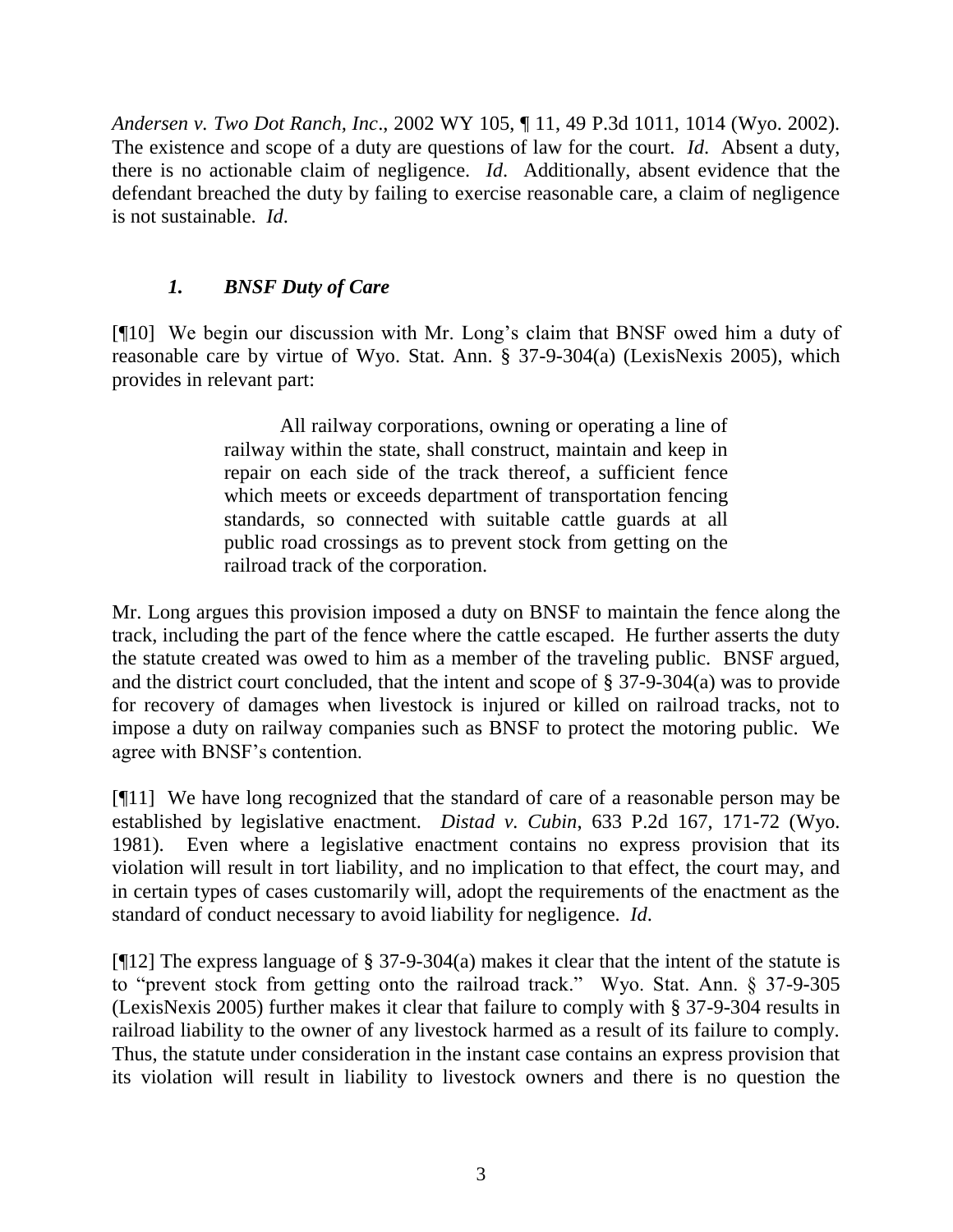*Andersen v. Two Dot Ranch, Inc*., 2002 WY 105, ¶ 11, 49 P.3d 1011, 1014 (Wyo. 2002). The existence and scope of a duty are questions of law for the court. *Id*. Absent a duty, there is no actionable claim of negligence. *Id*. Additionally, absent evidence that the defendant breached the duty by failing to exercise reasonable care, a claim of negligence is not sustainable. *Id*.

### *1. BNSF Duty of Care*

[¶10] We begin our discussion with Mr. Long's claim that BNSF owed him a duty of reasonable care by virtue of Wyo. Stat. Ann. § 37-9-304(a) (LexisNexis 2005), which provides in relevant part:

> All railway corporations, owning or operating a line of railway within the state, shall construct, maintain and keep in repair on each side of the track thereof, a sufficient fence which meets or exceeds department of transportation fencing standards, so connected with suitable cattle guards at all public road crossings as to prevent stock from getting on the railroad track of the corporation.

Mr. Long argues this provision imposed a duty on BNSF to maintain the fence along the track, including the part of the fence where the cattle escaped. He further asserts the duty the statute created was owed to him as a member of the traveling public. BNSF argued, and the district court concluded, that the intent and scope of § 37-9-304(a) was to provide for recovery of damages when livestock is injured or killed on railroad tracks, not to impose a duty on railway companies such as BNSF to protect the motoring public. We agree with BNSF's contention.

[¶11] We have long recognized that the standard of care of a reasonable person may be established by legislative enactment. *Distad v. Cubin*, 633 P.2d 167, 171-72 (Wyo. 1981). Even where a legislative enactment contains no express provision that its violation will result in tort liability, and no implication to that effect, the court may, and in certain types of cases customarily will, adopt the requirements of the enactment as the standard of conduct necessary to avoid liability for negligence. *Id*.

[¶12] The express language of § 37-9-304(a) makes it clear that the intent of the statute is to "prevent stock from getting onto the railroad track." Wyo. Stat. Ann. § 37-9-305 (LexisNexis 2005) further makes it clear that failure to comply with § 37-9-304 results in railroad liability to the owner of any livestock harmed as a result of its failure to comply. Thus, the statute under consideration in the instant case contains an express provision that its violation will result in liability to livestock owners and there is no question the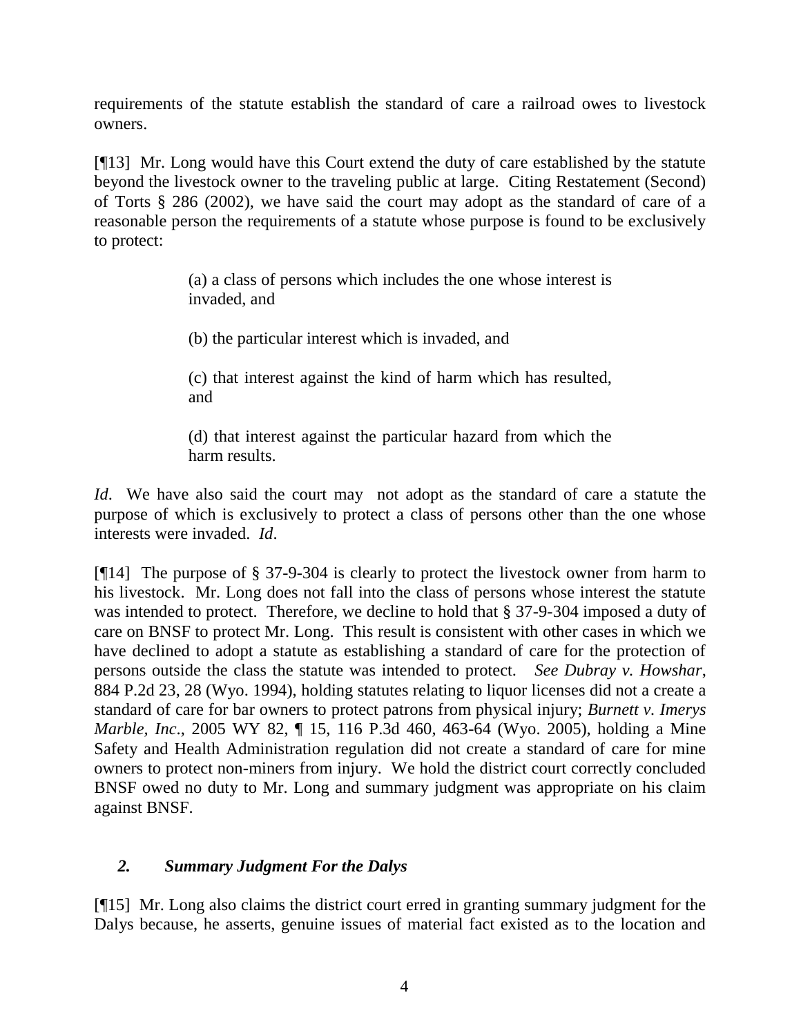requirements of the statute establish the standard of care a railroad owes to livestock owners.

[¶13] Mr. Long would have this Court extend the duty of care established by the statute beyond the livestock owner to the traveling public at large. Citing Restatement (Second) of Torts § 286 (2002), we have said the court may adopt as the standard of care of a reasonable person the requirements of a statute whose purpose is found to be exclusively to protect:

> (a) a class of persons which includes the one whose interest is invaded, and
>
> (b) the particular interest which is invaded, and
>
> (c) that interest against the kind of harm which has resulted, and
>
> (d) that interest against the particular hazard from which the harm results.

*Id*. We have also said the court may not adopt as the standard of care a statute the purpose of which is exclusively to protect a class of persons other than the one whose interests were invaded. *Id*.

[¶14] The purpose of § 37-9-304 is clearly to protect the livestock owner from harm to his livestock. Mr. Long does not fall into the class of persons whose interest the statute was intended to protect. Therefore, we decline to hold that § 37-9-304 imposed a duty of care on BNSF to protect Mr. Long. This result is consistent with other cases in which we have declined to adopt a statute as establishing a standard of care for the protection of persons outside the class the statute was intended to protect. *See Dubray v. Howshar*, 884 P.2d 23, 28 (Wyo. 1994), holding statutes relating to liquor licenses did not a create a standard of care for bar owners to protect patrons from physical injury; *Burnett v. Imerys Marble, Inc*., 2005 WY 82, ¶ 15, 116 P.3d 460, 463-64 (Wyo. 2005), holding a Mine Safety and Health Administration regulation did not create a standard of care for mine owners to protect non-miners from injury. We hold the district court correctly concluded BNSF owed no duty to Mr. Long and summary judgment was appropriate on his claim against BNSF.

### *2. Summary Judgment For the Dalys*

[¶15] Mr. Long also claims the district court erred in granting summary judgment for the Dalys because, he asserts, genuine issues of material fact existed as to the location and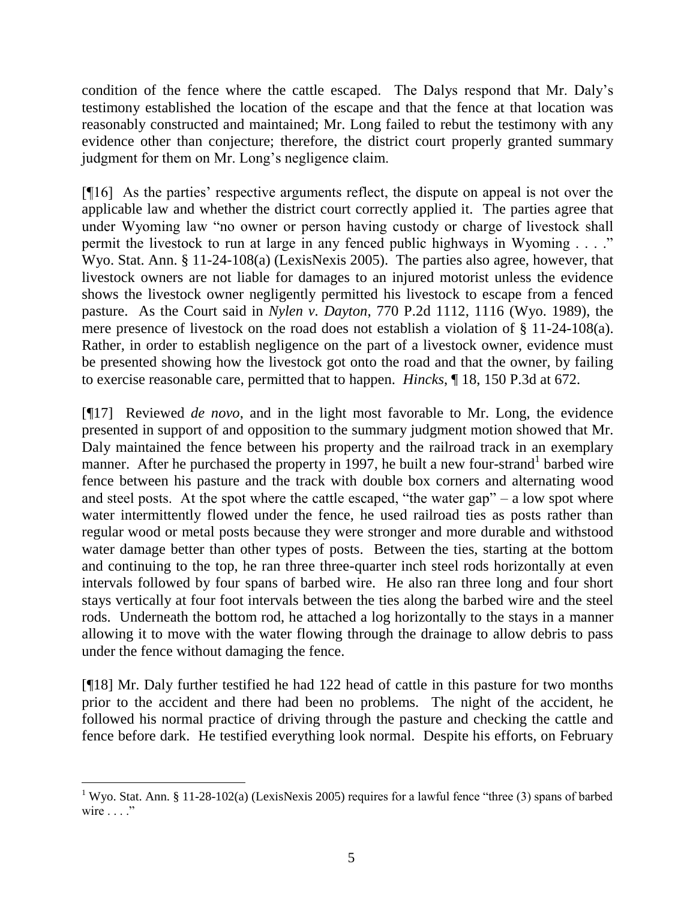condition of the fence where the cattle escaped. The Dalys respond that Mr. Daly's testimony established the location of the escape and that the fence at that location was reasonably constructed and maintained; Mr. Long failed to rebut the testimony with any evidence other than conjecture; therefore, the district court properly granted summary judgment for them on Mr. Long's negligence claim.

[¶16] As the parties' respective arguments reflect, the dispute on appeal is not over the applicable law and whether the district court correctly applied it. The parties agree that under Wyoming law "no owner or person having custody or charge of livestock shall permit the livestock to run at large in any fenced public highways in Wyoming . . . ." Wyo. Stat. Ann. § 11-24-108(a) (LexisNexis 2005). The parties also agree, however, that livestock owners are not liable for damages to an injured motorist unless the evidence shows the livestock owner negligently permitted his livestock to escape from a fenced pasture. As the Court said in *Nylen v. Dayton*, 770 P.2d 1112, 1116 (Wyo. 1989), the mere presence of livestock on the road does not establish a violation of § 11-24-108(a). Rather, in order to establish negligence on the part of a livestock owner, evidence must be presented showing how the livestock got onto the road and that the owner, by failing to exercise reasonable care, permitted that to happen. *Hincks*, ¶ 18, 150 P.3d at 672.

[¶17] Reviewed *de novo*, and in the light most favorable to Mr. Long, the evidence presented in support of and opposition to the summary judgment motion showed that Mr. Daly maintained the fence between his property and the railroad track in an exemplary manner. After he purchased the property in 1997, he built a new four-strand[1] barbed wire fence between his pasture and the track with double box corners and alternating wood and steel posts. At the spot where the cattle escaped, "the water gap" – a low spot where water intermittently flowed under the fence, he used railroad ties as posts rather than regular wood or metal posts because they were stronger and more durable and withstood water damage better than other types of posts. Between the ties, starting at the bottom and continuing to the top, he ran three three-quarter inch steel rods horizontally at even intervals followed by four spans of barbed wire. He also ran three long and four short stays vertically at four foot intervals between the ties along the barbed wire and the steel rods. Underneath the bottom rod, he attached a log horizontally to the stays in a manner allowing it to move with the water flowing through the drainage to allow debris to pass under the fence without damaging the fence.

[¶18] Mr. Daly further testified he had 122 head of cattle in this pasture for two months prior to the accident and there had been no problems. The night of the accident, he followed his normal practice of driving through the pasture and checking the cattle and fence before dark. He testified everything look normal. Despite his efforts, on February

---

[1] Wyo. Stat. Ann. § 11-28-102(a) (LexisNexis 2005) requires for a lawful fence "three (3) spans of barbed wire . . . ."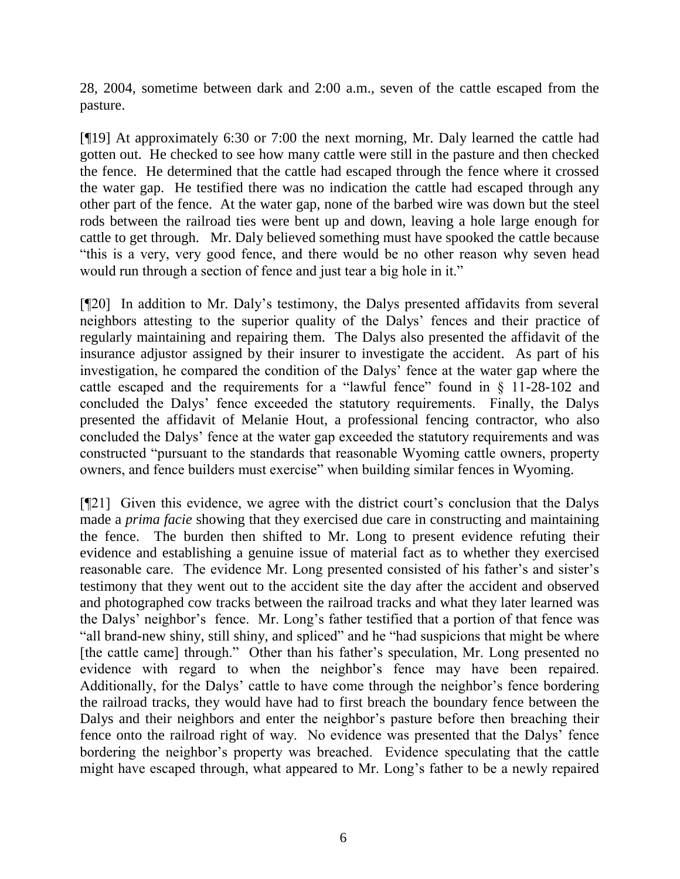28, 2004, sometime between dark and 2:00 a.m., seven of the cattle escaped from the pasture.

[¶19] At approximately 6:30 or 7:00 the next morning, Mr. Daly learned the cattle had gotten out. He checked to see how many cattle were still in the pasture and then checked the fence. He determined that the cattle had escaped through the fence where it crossed the water gap. He testified there was no indication the cattle had escaped through any other part of the fence. At the water gap, none of the barbed wire was down but the steel rods between the railroad ties were bent up and down, leaving a hole large enough for cattle to get through. Mr. Daly believed something must have spooked the cattle because "this is a very, very good fence, and there would be no other reason why seven head would run through a section of fence and just tear a big hole in it."

[¶20] In addition to Mr. Daly's testimony, the Dalys presented affidavits from several neighbors attesting to the superior quality of the Dalys' fences and their practice of regularly maintaining and repairing them. The Dalys also presented the affidavit of the insurance adjustor assigned by their insurer to investigate the accident. As part of his investigation, he compared the condition of the Dalys' fence at the water gap where the cattle escaped and the requirements for a "lawful fence" found in § 11-28-102 and concluded the Dalys' fence exceeded the statutory requirements. Finally, the Dalys presented the affidavit of Melanie Hout, a professional fencing contractor, who also concluded the Dalys' fence at the water gap exceeded the statutory requirements and was constructed "pursuant to the standards that reasonable Wyoming cattle owners, property owners, and fence builders must exercise" when building similar fences in Wyoming.

[¶21] Given this evidence, we agree with the district court's conclusion that the Dalys made a *prima facie* showing that they exercised due care in constructing and maintaining the fence. The burden then shifted to Mr. Long to present evidence refuting their evidence and establishing a genuine issue of material fact as to whether they exercised reasonable care. The evidence Mr. Long presented consisted of his father's and sister's testimony that they went out to the accident site the day after the accident and observed and photographed cow tracks between the railroad tracks and what they later learned was the Dalys' neighbor's fence. Mr. Long's father testified that a portion of that fence was "all brand-new shiny, still shiny, and spliced" and he "had suspicions that might be where [the cattle came] through." Other than his father's speculation, Mr. Long presented no evidence with regard to when the neighbor's fence may have been repaired. Additionally, for the Dalys' cattle to have come through the neighbor's fence bordering the railroad tracks, they would have had to first breach the boundary fence between the Dalys and their neighbors and enter the neighbor's pasture before then breaching their fence onto the railroad right of way. No evidence was presented that the Dalys' fence bordering the neighbor's property was breached. Evidence speculating that the cattle might have escaped through, what appeared to Mr. Long's father to be a newly repaired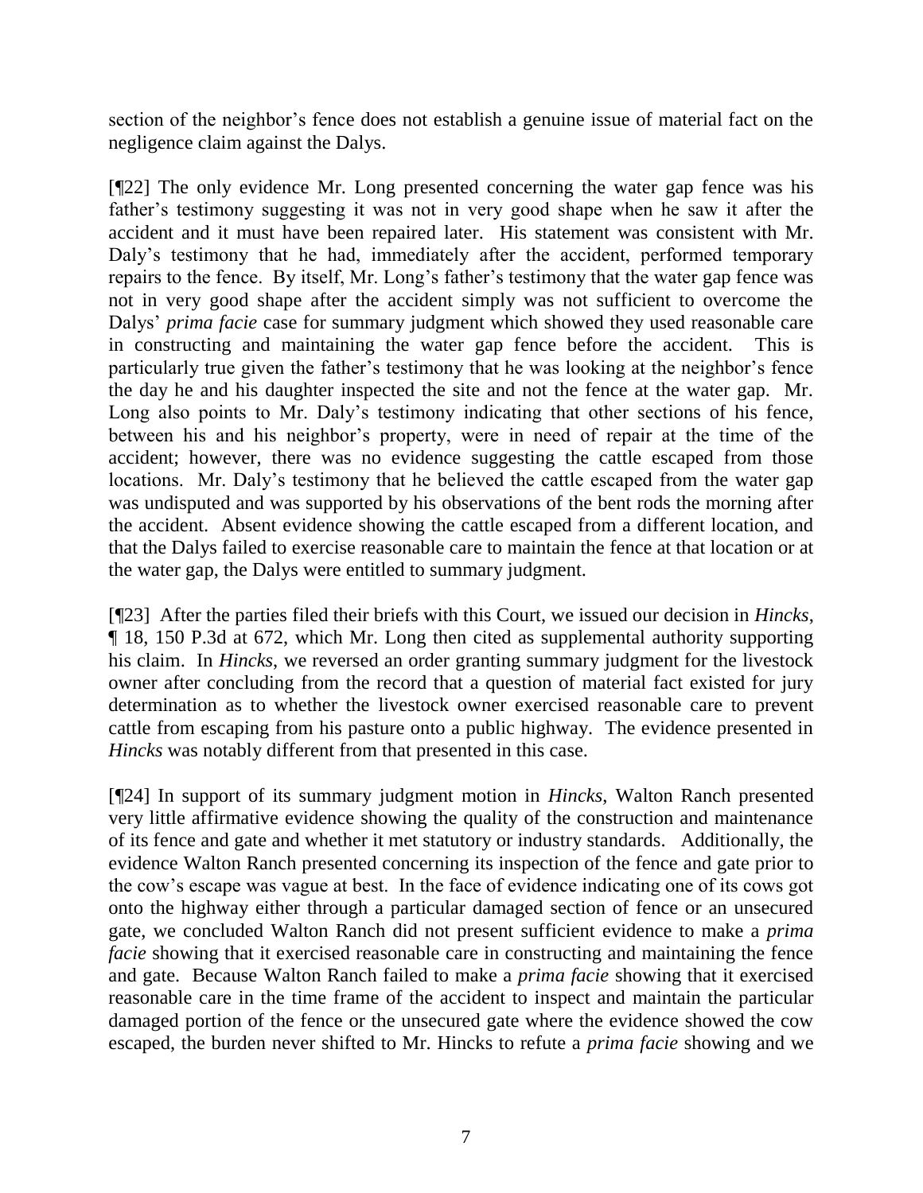section of the neighbor's fence does not establish a genuine issue of material fact on the negligence claim against the Dalys.

[¶22] The only evidence Mr. Long presented concerning the water gap fence was his father's testimony suggesting it was not in very good shape when he saw it after the accident and it must have been repaired later. His statement was consistent with Mr. Daly's testimony that he had, immediately after the accident, performed temporary repairs to the fence. By itself, Mr. Long's father's testimony that the water gap fence was not in very good shape after the accident simply was not sufficient to overcome the Dalys' *prima facie* case for summary judgment which showed they used reasonable care in constructing and maintaining the water gap fence before the accident. This is particularly true given the father's testimony that he was looking at the neighbor's fence the day he and his daughter inspected the site and not the fence at the water gap. Mr. Long also points to Mr. Daly's testimony indicating that other sections of his fence, between his and his neighbor's property, were in need of repair at the time of the accident; however, there was no evidence suggesting the cattle escaped from those locations. Mr. Daly's testimony that he believed the cattle escaped from the water gap was undisputed and was supported by his observations of the bent rods the morning after the accident. Absent evidence showing the cattle escaped from a different location, and that the Dalys failed to exercise reasonable care to maintain the fence at that location or at the water gap, the Dalys were entitled to summary judgment.

[¶23] After the parties filed their briefs with this Court, we issued our decision in *Hincks*, ¶ 18, 150 P.3d at 672, which Mr. Long then cited as supplemental authority supporting his claim. In *Hincks*, we reversed an order granting summary judgment for the livestock owner after concluding from the record that a question of material fact existed for jury determination as to whether the livestock owner exercised reasonable care to prevent cattle from escaping from his pasture onto a public highway. The evidence presented in *Hincks* was notably different from that presented in this case.

[¶24] In support of its summary judgment motion in *Hincks*, Walton Ranch presented very little affirmative evidence showing the quality of the construction and maintenance of its fence and gate and whether it met statutory or industry standards. Additionally, the evidence Walton Ranch presented concerning its inspection of the fence and gate prior to the cow's escape was vague at best. In the face of evidence indicating one of its cows got onto the highway either through a particular damaged section of fence or an unsecured gate, we concluded Walton Ranch did not present sufficient evidence to make a *prima facie* showing that it exercised reasonable care in constructing and maintaining the fence and gate. Because Walton Ranch failed to make a *prima facie* showing that it exercised reasonable care in the time frame of the accident to inspect and maintain the particular damaged portion of the fence or the unsecured gate where the evidence showed the cow escaped, the burden never shifted to Mr. Hincks to refute a *prima facie* showing and we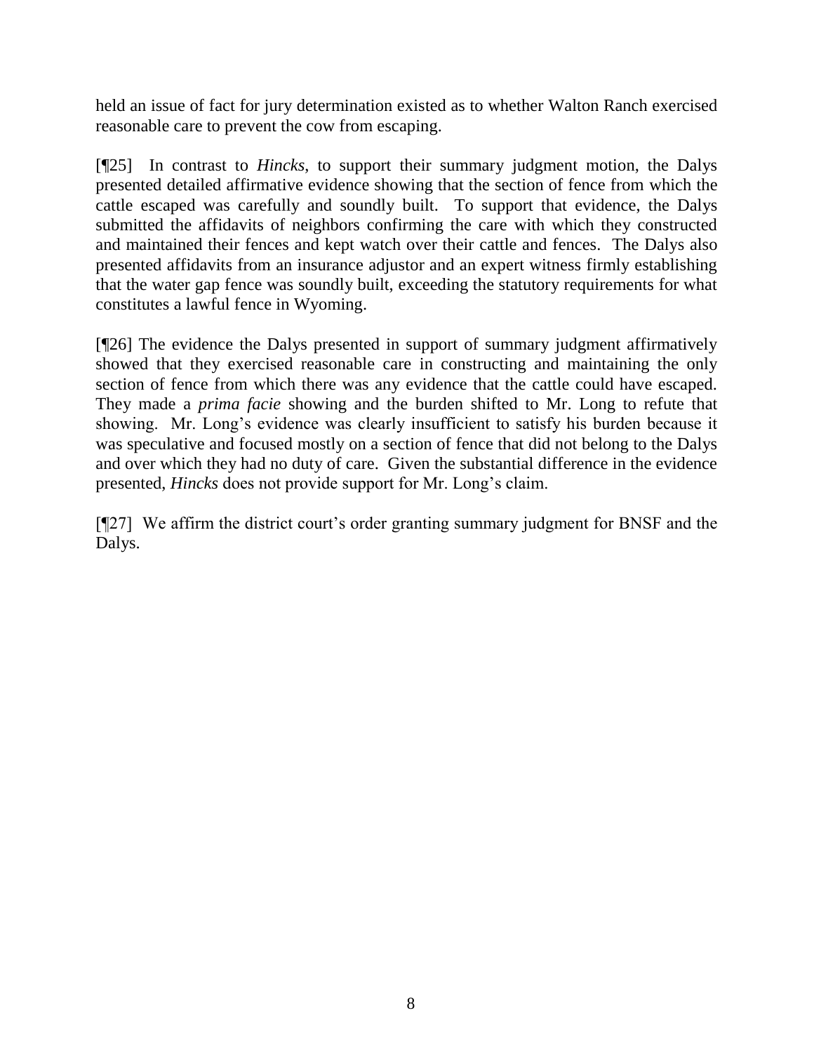held an issue of fact for jury determination existed as to whether Walton Ranch exercised reasonable care to prevent the cow from escaping.

[¶25] In contrast to *Hincks*, to support their summary judgment motion, the Dalys presented detailed affirmative evidence showing that the section of fence from which the cattle escaped was carefully and soundly built. To support that evidence, the Dalys submitted the affidavits of neighbors confirming the care with which they constructed and maintained their fences and kept watch over their cattle and fences. The Dalys also presented affidavits from an insurance adjustor and an expert witness firmly establishing that the water gap fence was soundly built, exceeding the statutory requirements for what constitutes a lawful fence in Wyoming.

[¶26] The evidence the Dalys presented in support of summary judgment affirmatively showed that they exercised reasonable care in constructing and maintaining the only section of fence from which there was any evidence that the cattle could have escaped. They made a *prima facie* showing and the burden shifted to Mr. Long to refute that showing. Mr. Long's evidence was clearly insufficient to satisfy his burden because it was speculative and focused mostly on a section of fence that did not belong to the Dalys and over which they had no duty of care. Given the substantial difference in the evidence presented, *Hincks* does not provide support for Mr. Long's claim.

[¶27] We affirm the district court's order granting summary judgment for BNSF and the Dalys.